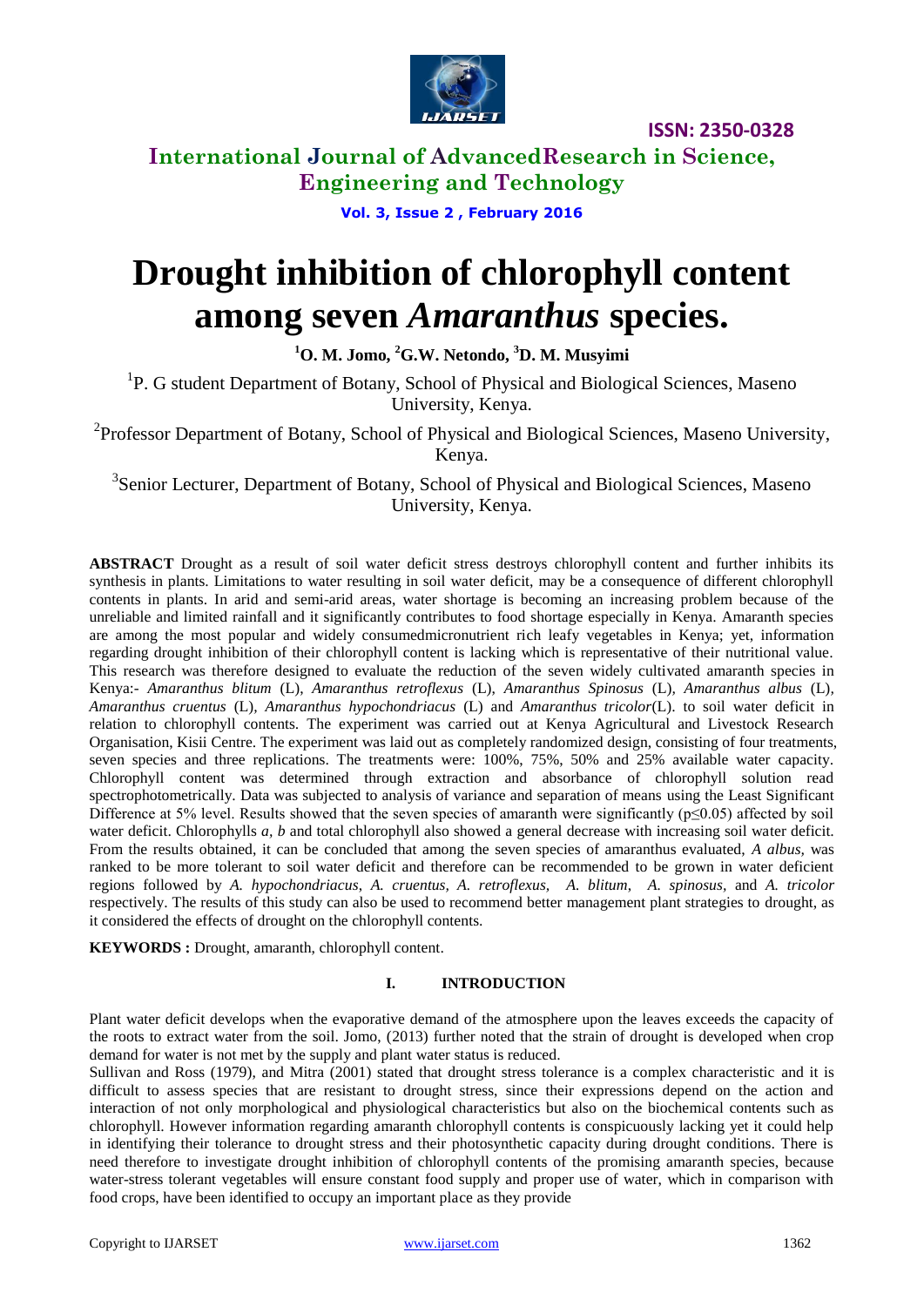# Drought inhibition of chlorophyll content among seven *Amaranthus* species.

**[1]O. M. Jomo, [2]G.W. Netondo, [3]D. M. Musyimi**

[1]P. G student Department of Botany, School of Physical and Biological Sciences, Maseno University, Kenya.

[2]Professor Department of Botany, School of Physical and Biological Sciences, Maseno University, Kenya.

[3]Senior Lecturer, Department of Botany, School of Physical and Biological Sciences, Maseno University, Kenya.

**ABSTRACT** Drought as a result of soil water deficit stress destroys chlorophyll content and further inhibits its synthesis in plants. Limitations to water resulting in soil water deficit, may be a consequence of different chlorophyll contents in plants. In arid and semi-arid areas, water shortage is becoming an increasing problem because of the unreliable and limited rainfall and it significantly contributes to food shortage especially in Kenya. Amaranth species are among the most popular and widely consumedmicronutrient rich leafy vegetables in Kenya; yet, information regarding drought inhibition of their chlorophyll content is lacking which is representative of their nutritional value. This research was therefore designed to evaluate the reduction of the seven widely cultivated amaranth species in Kenya:- *Amaranthus blitum* (L), *Amaranthus retroflexus* (L), *Amaranthus Spinosus* (L), *Amaranthus albus* (L), *Amaranthus cruentus* (L), *Amaranthus hypochondriacus* (L) and *Amaranthus tricolor*(L). to soil water deficit in relation to chlorophyll contents. The experiment was carried out at Kenya Agricultural and Livestock Research Organisation, Kisii Centre. The experiment was laid out as completely randomized design, consisting of four treatments, seven species and three replications. The treatments were: 100%, 75%, 50% and 25% available water capacity. Chlorophyll content was determined through extraction and absorbance of chlorophyll solution read spectrophotometrically. Data was subjected to analysis of variance and separation of means using the Least Significant Difference at 5% level. Results showed that the seven species of amaranth were significantly ($p \leq 0.05$) affected by soil water deficit. Chlorophylls *a, b* and total chlorophyll also showed a general decrease with increasing soil water deficit. From the results obtained, it can be concluded that among the seven species of amaranthus evaluated, *A albus*, was ranked to be more tolerant to soil water deficit and therefore can be recommended to be grown in water deficient regions followed by *A. hypochondriacus*, *A. cruentus*, *A. retroflexus*, *A. blitum*, *A. spinosus*, and *A. tricolor* respectively. The results of this study can also be used to recommend better management plant strategies to drought, as it considered the effects of drought on the chlorophyll contents.

**KEYWORDS :** Drought, amaranth, chlorophyll content.

## I. INTRODUCTION

Plant water deficit develops when the evaporative demand of the atmosphere upon the leaves exceeds the capacity of the roots to extract water from the soil. Jomo, (2013) further noted that the strain of drought is developed when crop demand for water is not met by the supply and plant water status is reduced.

Sullivan and Ross (1979), and Mitra (2001) stated that drought stress tolerance is a complex characteristic and it is difficult to assess species that are resistant to drought stress, since their expressions depend on the action and interaction of not only morphological and physiological characteristics but also on the biochemical contents such as chlorophyll. However information regarding amaranth chlorophyll contents is conspicuously lacking yet it could help in identifying their tolerance to drought stress and their photosynthetic capacity during drought conditions. There is need therefore to investigate drought inhibition of chlorophyll contents of the promising amaranth species, because water-stress tolerant vegetables will ensure constant food supply and proper use of water, which in comparison with food crops, have been identified to occupy an important place as they provide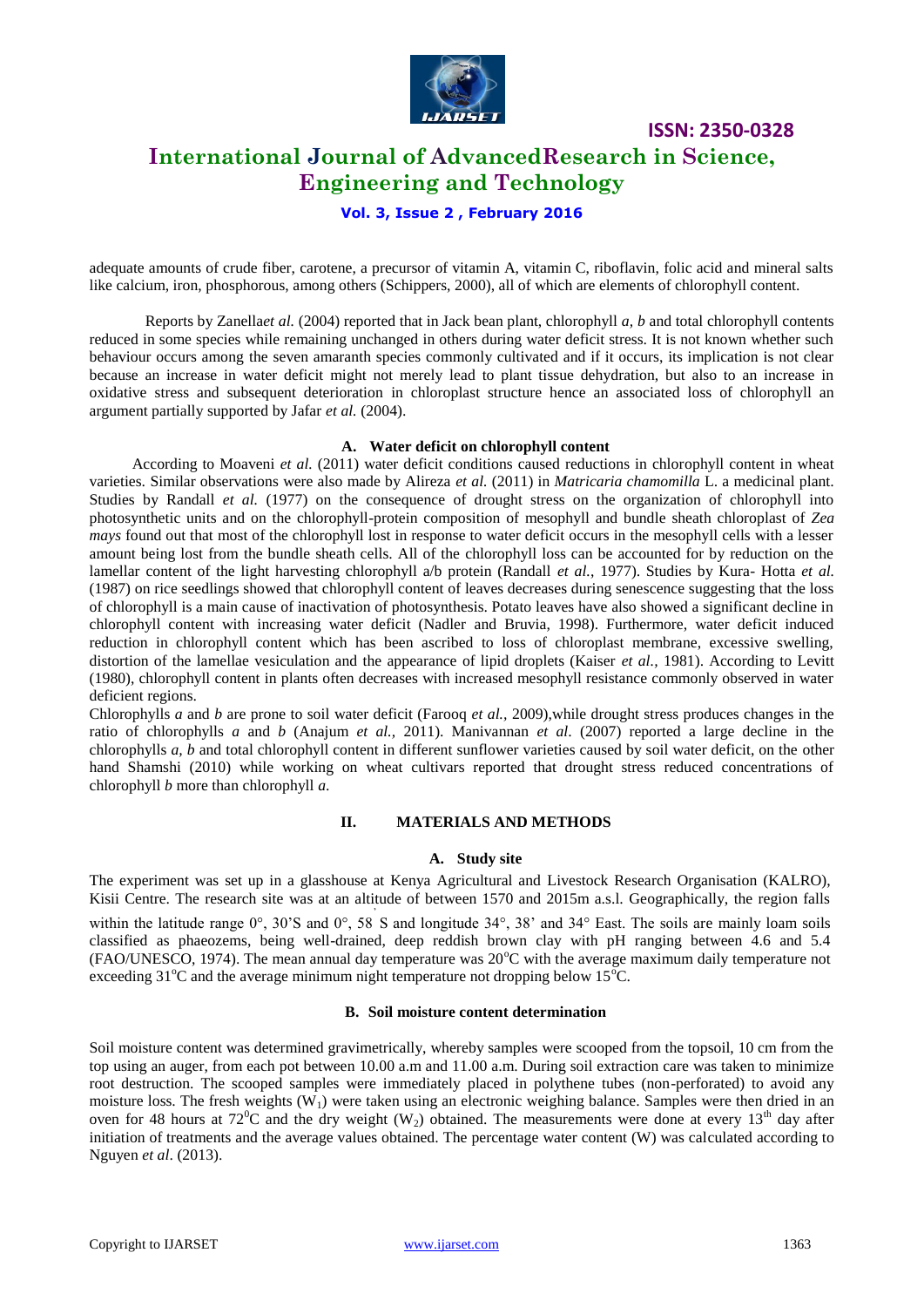adequate amounts of crude fiber, carotene, a precursor of vitamin A, vitamin C, riboflavin, folic acid and mineral salts like calcium, iron, phosphorous, among others (Schippers, 2000), all of which are elements of chlorophyll content.

Reports by Zanella*et al.* (2004) reported that in Jack bean plant, chlorophyll *a, b* and total chlorophyll contents reduced in some species while remaining unchanged in others during water deficit stress. It is not known whether such behaviour occurs among the seven amaranth species commonly cultivated and if it occurs, its implication is not clear because an increase in water deficit might not merely lead to plant tissue dehydration, but also to an increase in oxidative stress and subsequent deterioration in chloroplast structure hence an associated loss of chlorophyll an argument partially supported by Jafar *et al.* (2004).

### A. Water deficit on chlorophyll content

According to Moaveni *et al.* (2011) water deficit conditions caused reductions in chlorophyll content in wheat varieties. Similar observations were also made by Alireza *et al.* (2011) in *Matricaria chamomilla* L. a medicinal plant. Studies by Randall *et al.* (1977) on the consequence of drought stress on the organization of chlorophyll into photosynthetic units and on the chlorophyll-protein composition of mesophyll and bundle sheath chloroplast of *Zea mays* found out that most of the chlorophyll lost in response to water deficit occurs in the mesophyll cells with a lesser amount being lost from the bundle sheath cells. All of the chlorophyll loss can be accounted for by reduction on the lamellar content of the light harvesting chlorophyll a/b protein (Randall *et al.*, 1977). Studies by Kura- Hotta *et al.* (1987) on rice seedlings showed that chlorophyll content of leaves decreases during senescence suggesting that the loss of chlorophyll is a main cause of inactivation of photosynthesis. Potato leaves have also showed a significant decline in chlorophyll content with increasing water deficit (Nadler and Bruvia, 1998). Furthermore, water deficit induced reduction in chlorophyll content which has been ascribed to loss of chloroplast membrane, excessive swelling, distortion of the lamellae vesiculation and the appearance of lipid droplets (Kaiser *et al.,* 1981). According to Levitt (1980), chlorophyll content in plants often decreases with increased mesophyll resistance commonly observed in water deficient regions.

Chlorophylls *a* and *b* are prone to soil water deficit (Farooq *et al.,* 2009),while drought stress produces changes in the ratio of chlorophylls *a* and *b* (Anajum *et al.,* 2011). Manivannan *et al*. (2007) reported a large decline in the chlorophylls *a, b* and total chlorophyll content in different sunflower varieties caused by soil water deficit, on the other hand Shamshi (2010) while working on wheat cultivars reported that drought stress reduced concentrations of chlorophyll *b* more than chlorophyll *a.*

## II. MATERIALS AND METHODS

### A. Study site

The experiment was set up in a glasshouse at Kenya Agricultural and Livestock Research Organisation (KALRO), Kisii Centre. The research site was at an altitude of between 1570 and 2015m a.s.l. Geographically, the region falls within the latitude range 0°, 30'S and 0°, 58' S and longitude 34°, 38' and 34° East. The soils are mainly loam soils classified as phaeozems, being well-drained, deep reddish brown clay with pH ranging between 4.6 and 5.4 (FAO/UNESCO, 1974). The mean annual day temperature was 20°C with the average maximum daily temperature not exceeding 31°C and the average minimum night temperature not dropping below 15°C.

### B. Soil moisture content determination

Soil moisture content was determined gravimetrically, whereby samples were scooped from the topsoil, 10 cm from the top using an auger, from each pot between 10.00 a.m and 11.00 a.m. During soil extraction care was taken to minimize root destruction. The scooped samples were immediately placed in polythene tubes (non-perforated) to avoid any moisture loss. The fresh weights ($W_1$) were taken using an electronic weighing balance. Samples were then dried in an oven for 48 hours at 72°C and the dry weight ($W_2$) obtained. The measurements were done at every 13th day after initiation of treatments and the average values obtained. The percentage water content (W) was calculated according to Nguyen *et al*. (2013).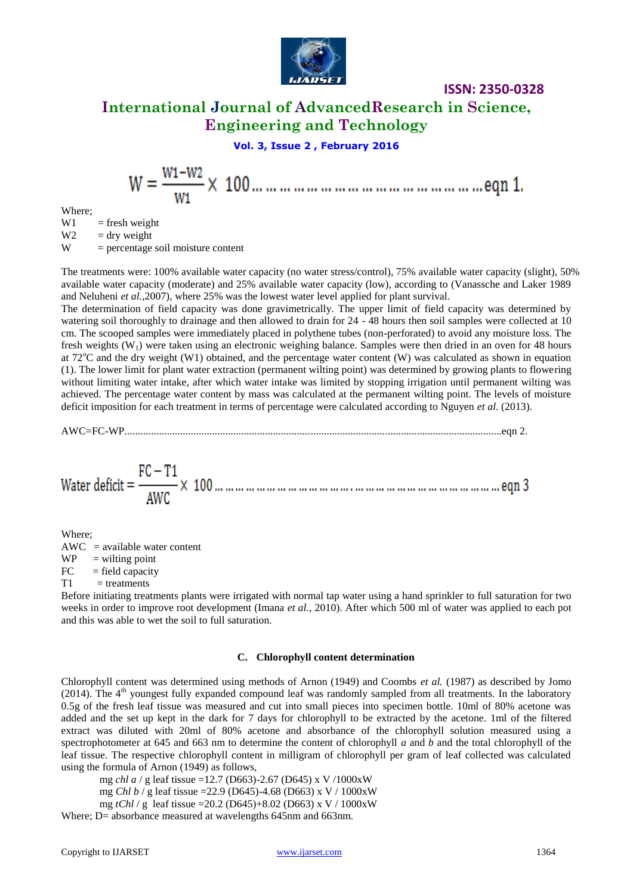$$W = \frac{W1 - W2}{W1} \times 100 \ldots\ldots\ldots\ldots\ldots\ldots\ldots\ldots\ldots\ldots\ldots\ldots \text{eqn } 1.$$

Where;

W1 = fresh weight

W2 = dry weight

W = percentage soil moisture content

The treatments were: 100% available water capacity (no water stress/control), 75% available water capacity (slight), 50% available water capacity (moderate) and 25% available water capacity (low), according to (Vanassche and Laker 1989 and Neluheni *et al.*,2007), where 25% was the lowest water level applied for plant survival.

The determination of field capacity was done gravimetrically. The upper limit of field capacity was determined by watering soil thoroughly to drainage and then allowed to drain for 24 - 48 hours then soil samples were collected at 10 cm. The scooped samples were immediately placed in polythene tubes (non-perforated) to avoid any moisture loss. The fresh weights ($W_1$) were taken using an electronic weighing balance. Samples were then dried in an oven for 48 hours at 72°C and the dry weight (W1) obtained, and the percentage water content (W) was calculated as shown in equation (1). The lower limit for plant water extraction (permanent wilting point) was determined by growing plants to flowering without limiting water intake, after which water intake was limited by stopping irrigation until permanent wilting was achieved. The percentage water content by mass was calculated at the permanent wilting point. The levels of moisture deficit imposition for each treatment in terms of percentage were calculated according to Nguyen *et al.* (2013).

$$AWC = FC - WP \ldots\ldots\ldots\ldots\ldots\ldots\ldots\ldots\ldots\ldots\ldots\ldots \text{eqn } 2.$$

$$\text{Water deficit} = \frac{FC - T1}{AWC} \times 100 \ldots\ldots\ldots\ldots\ldots\ldots\ldots\ldots\ldots\ldots\ldots\ldots \text{eqn } 3$$

Where;

AWC = available water content

WP = wilting point

FC = field capacity

T1 = treatments

Before initiating treatments plants were irrigated with normal tap water using a hand sprinkler to full saturation for two weeks in order to improve root development (Imana *et al.*, 2010). After which 500 ml of water was applied to each pot and this was able to wet the soil to full saturation.

### C. Chlorophyll content determination

Chlorophyll content was determined using methods of Arnon (1949) and Coombs *et al.* (1987) as described by Jomo (2014). The 4th youngest fully expanded compound leaf was randomly sampled from all treatments. In the laboratory 0.5g of the fresh leaf tissue was measured and cut into small pieces into specimen bottle. 10ml of 80% acetone was added and the set up kept in the dark for 7 days for chlorophyll to be extracted by the acetone. 1ml of the filtered extract was diluted with 20ml of 80% acetone and absorbance of the chlorophyll solution measured using a spectrophotometer at 645 and 663 nm to determine the content of chlorophyll *a* and *b* and the total chlorophyll of the leaf tissue. The respective chlorophyll content in milligram of chlorophyll per gram of leaf collected was calculated using the formula of Arnon (1949) as follows,

mg *chl a* / g leaf tissue =12.7 (D663)-2.67 (D645) x V /1000xW

mg *Chl b* / g leaf tissue =22.9 (D645)-4.68 (D663) x V / 1000xW

mg *tChl* / g leaf tissue =20.2 (D645)+8.02 (D663) x V / 1000xW

Where; D= absorbance measured at wavelengths 645nm and 663nm.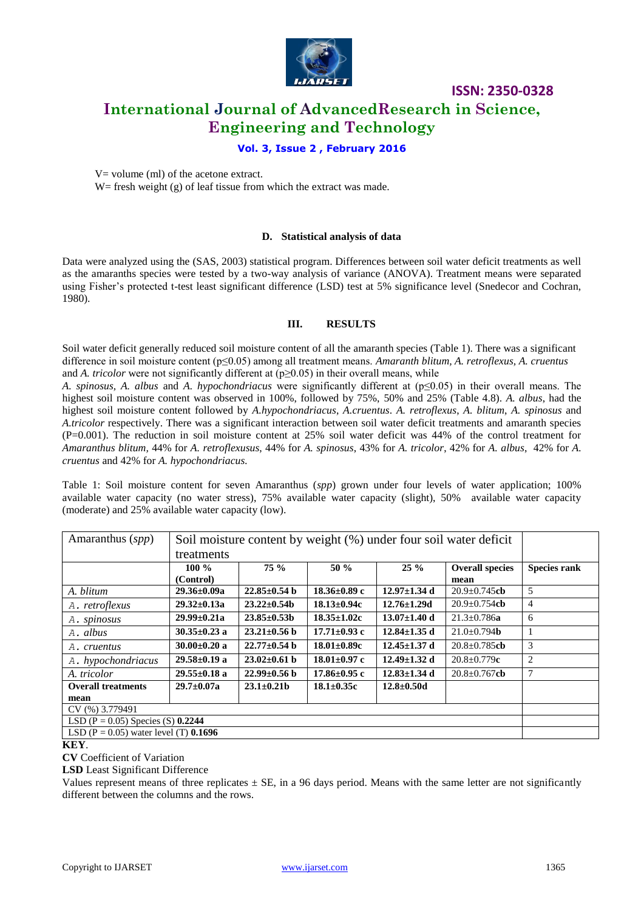V= volume (ml) of the acetone extract.
W= fresh weight (g) of leaf tissue from which the extract was made.

#### D. Statistical analysis of data

Data were analyzed using the (SAS, 2003) statistical program. Differences between soil water deficit treatments as well as the amaranths species were tested by a two-way analysis of variance (ANOVA). Treatment means were separated using Fisher's protected t-test least significant difference (LSD) test at 5% significance level (Snedecor and Cochran, 1980).

### III. RESULTS

Soil water deficit generally reduced soil moisture content of all the amaranth species (Table 1). There was a significant difference in soil moisture content ($p \leq 0.05$) among all treatment means. *Amaranth blitum, A. retroflexus, A. cruentus* and *A. tricolor* were not significantly different at ($p \geq 0.05$) in their overall means, while *A. spinosus, A. albus* and *A. hypochondriacus* were significantly different at ($p \leq 0.05$) in their overall means. The highest soil moisture content was observed in 100%, followed by 75%, 50% and 25% (Table 4.8). *A. albus*, had the highest soil moisture content followed by *A.hypochondriacus*, *A.cruentus*. *A. retroflexus*, *A. blitum*, *A. spinosus* and *A.tricolor* respectively. There was a significant interaction between soil water deficit treatments and amaranth species (P=0.001). The reduction in soil moisture content at 25% soil water deficit was 44% of the control treatment for *Amaranthus blitum*, 44% for *A. retroflexusus*, 44% for *A. spinosus*, 43% for *A. tricolor*, 42% for *A. albus*, 42% for *A. cruentus* and 42% for *A. hypochondriacus.*

Table 1: Soil moisture content for seven Amaranthus (*spp*) grown under four levels of water application; 100% available water capacity (no water stress), 75% available water capacity (slight), 50% available water capacity (moderate) and 25% available water capacity (low).

| Amaranthus (*spp*) | Soil moisture content by weight (%) under four soil water deficit treatments | | | | | |
|---|---|---|---|---|---|---|
| | **100 % (Control)** | **75 %** | **50 %** | **25 %** | **Overall species mean** | **Species rank** |
| *A. blitum* | **29.36±0.09a** | **22.85±0.54 b** | **18.36±0.89 c** | **12.97±1.34 d** | 20.9±0.745**cb** | 5 |
| *A. retroflexus* | **29.32±0.13a** | **23.22±0.54b** | **18.13±0.94c** | **12.76±1.29d** | 20.9±0.754**cb** | 4 |
| *A. spinosus* | **29.99±0.21a** | **23.85±0.53b** | **18.35±1.02c** | **13.07±1.40 d** | 21.3±0.786**a** | 6 |
| *A. albus* | **30.35±0.23 a** | **23.21±0.56 b** | **17.71±0.93 c** | **12.84±1.35 d** | 21.0±0.794**b** | 1 |
| *A. cruentus* | **30.00±0.20 a** | **22.77±0.54 b** | **18.01±0.89c** | **12.45±1.37 d** | 20.8±0.785**cb** | 3 |
| *A. hypochondriacus* | **29.58±0.19 a** | **23.02±0.61 b** | **18.01±0.97 c** | **12.49±1.32 d** | 20.8±0.779**c** | 2 |
| *A. tricolor* | **29.55±0.18 a** | **22.99±0.56 b** | **17.86±0.95 c** | **12.83±1.34 d** | 20.8±0.767**cb** | 7 |
| **Overall treatments mean** | **29.7±0.07a** | **23.1±0.21b** | **18.1±0.35c** | **12.8±0.50d** | | |
| CV (%) 3.779491 | | | | | | |
| LSD (P = 0.05) Species (S) **0.2244** | | | | | | |
| LSD (P = 0.05) water level (T) **0.1696** | | | | | | |

**KEY**.
**CV** Coefficient of Variation
**LSD** Least Significant Difference
Values represent means of three replicates ± SE, in a 96 days period. Means with the same letter are not significantly different between the columns and the rows.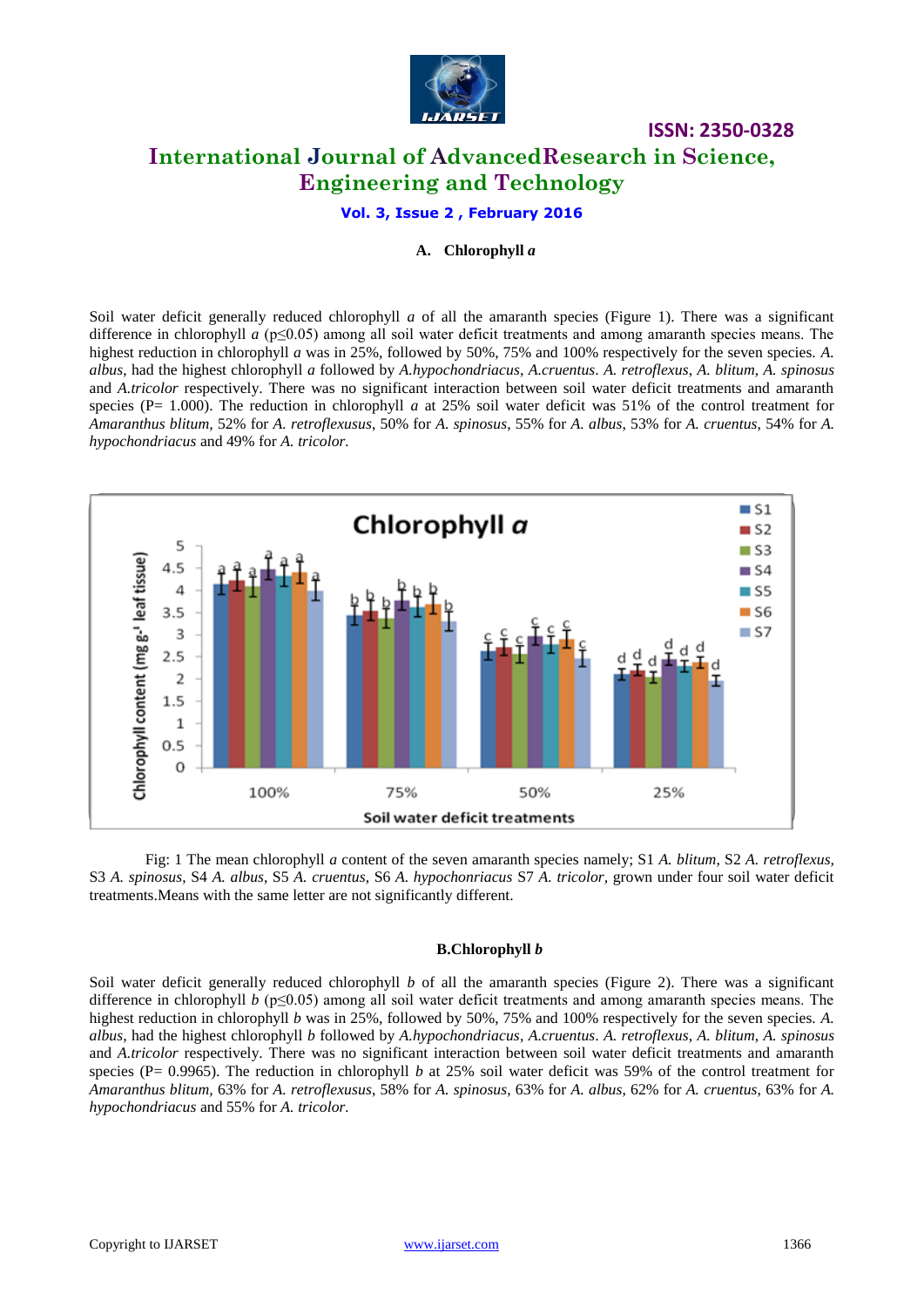### A. Chlorophyll *a*

Soil water deficit generally reduced chlorophyll *a* of all the amaranth species (Figure 1). There was a significant difference in chlorophyll *a* ($p \leq 0.05$) among all soil water deficit treatments and among amaranth species means. The highest reduction in chlorophyll *a* was in 25%, followed by 50%, 75% and 100% respectively for the seven species. *A. albus*, had the highest chlorophyll *a* followed by *A.hypochondriacus*, *A.cruentus*. *A. retroflexus*, *A. blitum*, *A. spinosus* and *A.tricolor* respectively. There was no significant interaction between soil water deficit treatments and amaranth species (P= 1.000). The reduction in chlorophyll *a* at 25% soil water deficit was 51% of the control treatment for *Amaranthus blitum*, 52% for *A. retroflexusus*, 50% for *A. spinosus*, 55% for *A. albus*, 53% for *A. cruentus*, 54% for *A. hypochondriacus* and 49% for *A. tricolor*.

Fig: 1 The mean chlorophyll *a* content of the seven amaranth species namely; S1 *A. blitum*, S2 *A. retroflexus*, S3 *A. spinosus*, S4 *A. albus*, S5 *A. cruentus*, S6 *A. hypochonriacus* S7 *A. tricolor*, grown under four soil water deficit treatments.Means with the same letter are not significantly different.

### B. Chlorophyll *b*

Soil water deficit generally reduced chlorophyll *b* of all the amaranth species (Figure 2). There was a significant difference in chlorophyll *b* ($p \leq 0.05$) among all soil water deficit treatments and among amaranth species means. The highest reduction in chlorophyll *b* was in 25%, followed by 50%, 75% and 100% respectively for the seven species. *A. albus*, had the highest chlorophyll *b* followed by *A.hypochondriacus*, *A.cruentus*. *A. retroflexus*, *A. blitum*, *A. spinosus* and *A.tricolor* respectively. There was no significant interaction between soil water deficit treatments and amaranth species (P= 0.9965). The reduction in chlorophyll *b* at 25% soil water deficit was 59% of the control treatment for *Amaranthus blitum*, 63% for *A. retroflexusus*, 58% for *A. spinosus*, 63% for *A. albus*, 62% for *A. cruentus*, 63% for *A. hypochondriacus* and 55% for *A. tricolor*.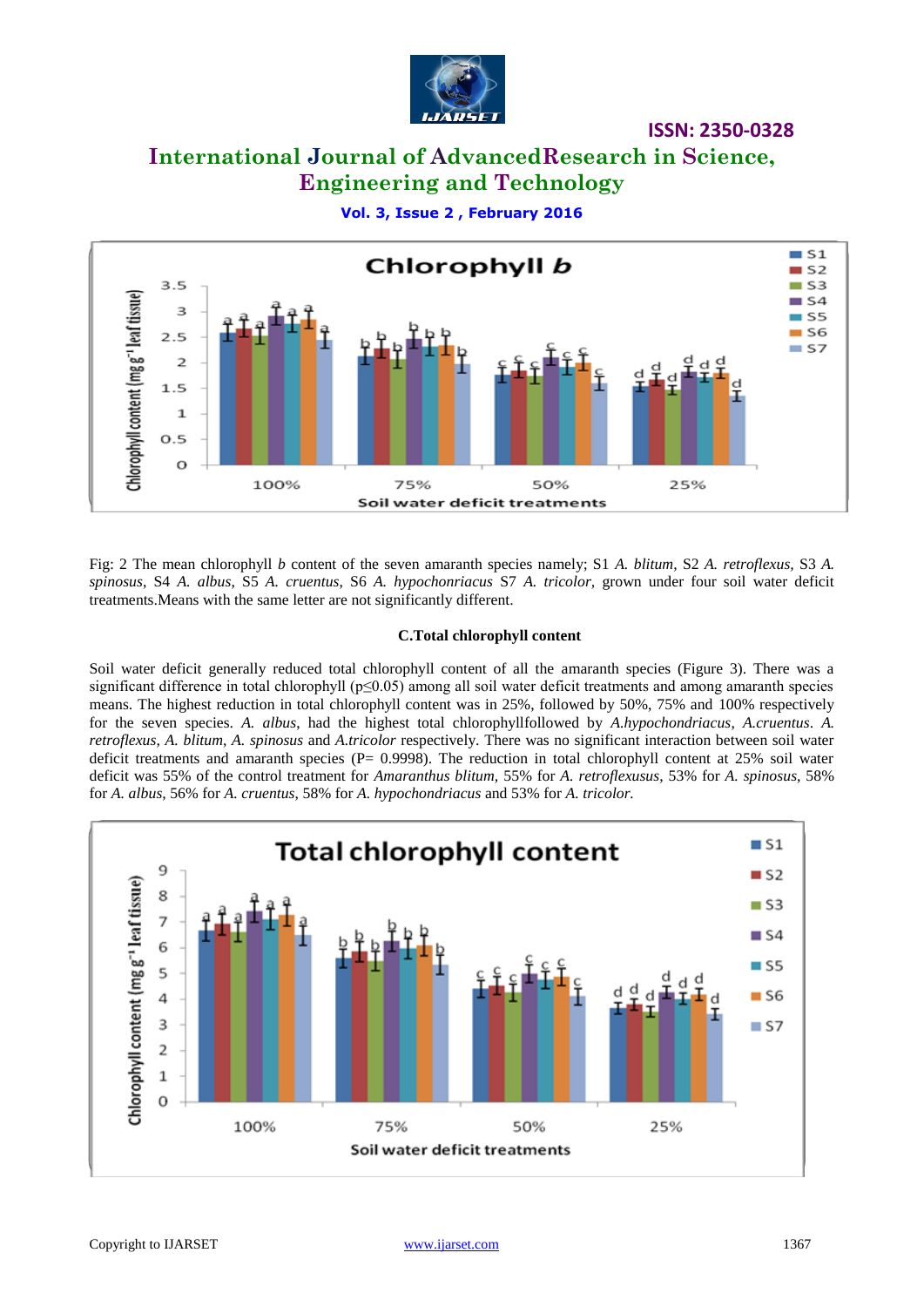Fig: 2 The mean chlorophyll *b* content of the seven amaranth species namely; S1 *A. blitum*, S2 *A. retroflexus*, S3 *A. spinosus*, S4 *A. albus*, S5 *A. cruentus*, S6 *A. hypochonriacus* S7 *A. tricolor*, grown under four soil water deficit treatments.Means with the same letter are not significantly different.

### C.Total chlorophyll content

Soil water deficit generally reduced total chlorophyll content of all the amaranth species (Figure 3). There was a significant difference in total chlorophyll ($p \leq 0.05$) among all soil water deficit treatments and among amaranth species means. The highest reduction in total chlorophyll content was in 25%, followed by 50%, 75% and 100% respectively for the seven species. *A. albus*, had the highest total chlorophyllfollowed by *A.hypochondriacus*, *A.cruentus*. *A. retroflexus*, *A. blitum*, *A. spinosus* and *A.tricolor* respectively. There was no significant interaction between soil water deficit treatments and amaranth species (P= 0.9998). The reduction in total chlorophyll content at 25% soil water deficit was 55% of the control treatment for *Amaranthus blitum*, 55% for *A. retroflexusus*, 53% for *A. spinosus*, 58% for *A. albus*, 56% for *A. cruentus*, 58% for *A. hypochondriacus* and 53% for *A. tricolor.*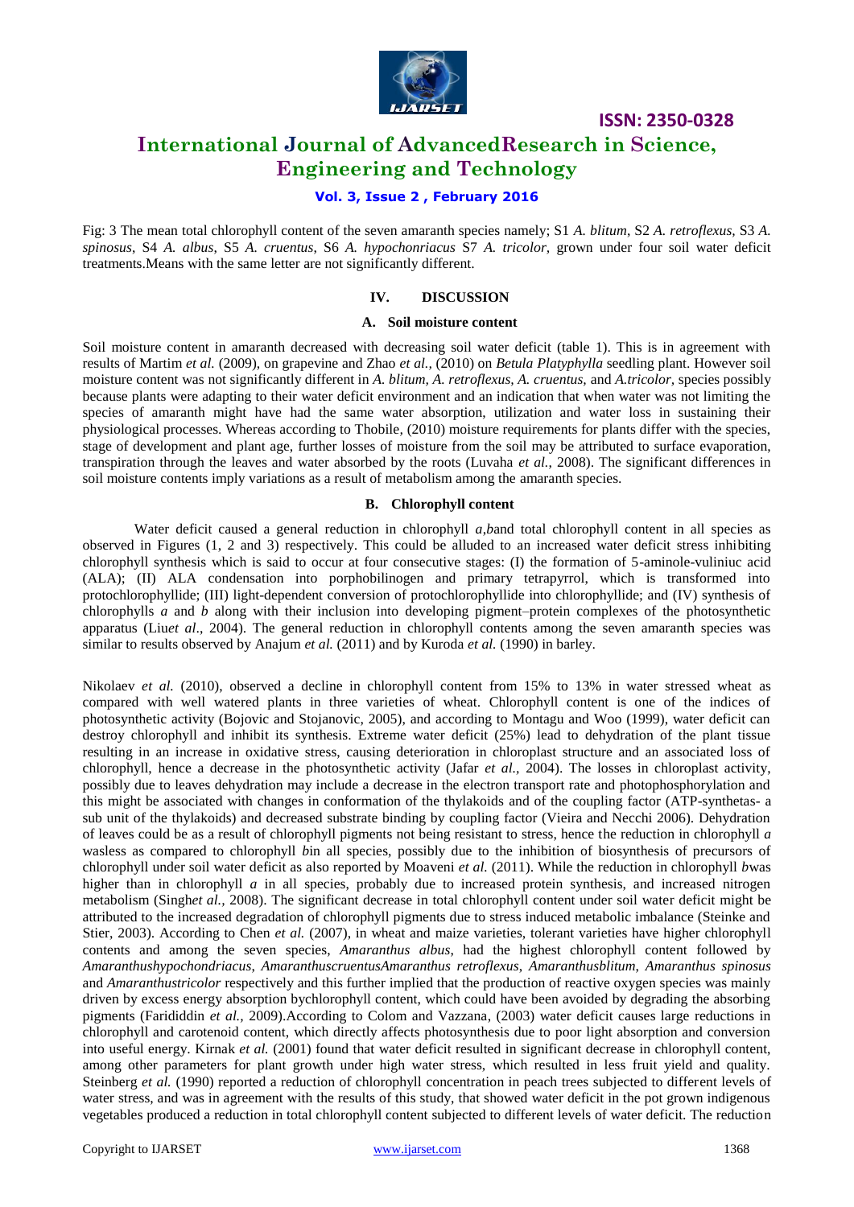Fig: 3 The mean total chlorophyll content of the seven amaranth species namely; S1 *A. blitum*, S2 *A. retroflexus*, S3 *A. spinosus*, S4 *A. albus*, S5 *A. cruentus*, S6 *A. hypochonriacus* S7 *A. tricolor*, grown under four soil water deficit treatments.Means with the same letter are not significantly different.

## IV. DISCUSSION

### A. Soil moisture content

Soil moisture content in amaranth decreased with decreasing soil water deficit (table 1). This is in agreement with results of Martim *et al.* (2009), on grapevine and Zhao *et al.,* (2010) on *Betula Platyphylla* seedling plant. However soil moisture content was not significantly different in *A. blitum, A. retroflexus, A. cruentus,* and *A.tricolor,* species possibly because plants were adapting to their water deficit environment and an indication that when water was not limiting the species of amaranth might have had the same water absorption, utilization and water loss in sustaining their physiological processes. Whereas according to Thobile, (2010) moisture requirements for plants differ with the species, stage of development and plant age, further losses of moisture from the soil may be attributed to surface evaporation, transpiration through the leaves and water absorbed by the roots (Luvaha *et al.*, 2008). The significant differences in soil moisture contents imply variations as a result of metabolism among the amaranth species.

### B. Chlorophyll content

Water deficit caused a general reduction in chlorophyll *a,b*and total chlorophyll content in all species as observed in Figures (1, 2 and 3) respectively. This could be alluded to an increased water deficit stress inhibiting chlorophyll synthesis which is said to occur at four consecutive stages: (I) the formation of 5-aminole-vuliniuc acid (ALA); (II) ALA condensation into porphobilinogen and primary tetrapyrrol, which is transformed into protochlorophyllide; (III) light-dependent conversion of protochlorophyllide into chlorophyllide; and (IV) synthesis of chlorophylls *a* and *b* along with their inclusion into developing pigment–protein complexes of the photosynthetic apparatus (Liu*et al*., 2004). The general reduction in chlorophyll contents among the seven amaranth species was similar to results observed by Anajum *et al.* (2011) and by Kuroda *et al.* (1990) in barley.

Nikolaev *et al.* (2010), observed a decline in chlorophyll content from 15% to 13% in water stressed wheat as compared with well watered plants in three varieties of wheat. Chlorophyll content is one of the indices of photosynthetic activity (Bojovic and Stojanovic, 2005), and according to Montagu and Woo (1999), water deficit can destroy chlorophyll and inhibit its synthesis. Extreme water deficit (25%) lead to dehydration of the plant tissue resulting in an increase in oxidative stress, causing deterioration in chloroplast structure and an associated loss of chlorophyll, hence a decrease in the photosynthetic activity (Jafar *et al.,* 2004). The losses in chloroplast activity, possibly due to leaves dehydration may include a decrease in the electron transport rate and photophosphorylation and this might be associated with changes in conformation of the thylakoids and of the coupling factor (ATP-synthetas- a sub unit of the thylakoids) and decreased substrate binding by coupling factor (Vieira and Necchi 2006). Dehydration of leaves could be as a result of chlorophyll pigments not being resistant to stress, hence the reduction in chlorophyll *a* wasless as compared to chlorophyll *b*in all species, possibly due to the inhibition of biosynthesis of precursors of chlorophyll under soil water deficit as also reported by Moaveni *et al.* (2011). While the reduction in chlorophyll *b*was higher than in chlorophyll *a* in all species, probably due to increased protein synthesis, and increased nitrogen metabolism (Singh*et al.,* 2008). The significant decrease in total chlorophyll content under soil water deficit might be attributed to the increased degradation of chlorophyll pigments due to stress induced metabolic imbalance (Steinke and Stier, 2003). According to Chen *et al.* (2007), in wheat and maize varieties, tolerant varieties have higher chlorophyll contents and among the seven species, *Amaranthus albus*, had the highest chlorophyll content followed by *Amaranthushypochondriacus*, *AmaranthuscruentusAmaranthus retroflexus*, *Amaranthusblitum*, *Amaranthus spinosus* and *Amaranthustricolor* respectively and this further implied that the production of reactive oxygen species was mainly driven by excess energy absorption bychlorophyll content, which could have been avoided by degrading the absorbing pigments (Farididdin *et al.,* 2009).According to Colom and Vazzana, (2003) water deficit causes large reductions in chlorophyll and carotenoid content, which directly affects photosynthesis due to poor light absorption and conversion into useful energy. Kirnak *et al.* (2001) found that water deficit resulted in significant decrease in chlorophyll content, among other parameters for plant growth under high water stress, which resulted in less fruit yield and quality. Steinberg *et al.* (1990) reported a reduction of chlorophyll concentration in peach trees subjected to different levels of water stress, and was in agreement with the results of this study, that showed water deficit in the pot grown indigenous vegetables produced a reduction in total chlorophyll content subjected to different levels of water deficit. The reduction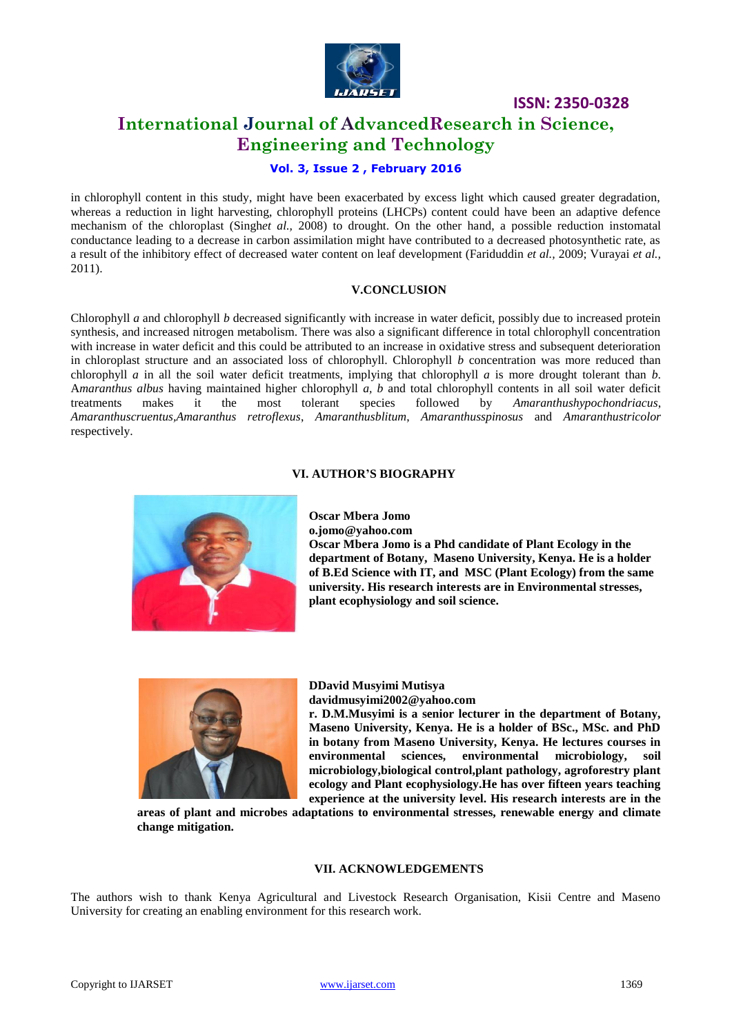in chlorophyll content in this study, might have been exacerbated by excess light which caused greater degradation, whereas a reduction in light harvesting, chlorophyll proteins (LHCPs) content could have been an adaptive defence mechanism of the chloroplast (Singh*et al.,* 2008) to drought. On the other hand, a possible reduction instomatal conductance leading to a decrease in carbon assimilation might have contributed to a decreased photosynthetic rate, as a result of the inhibitory effect of decreased water content on leaf development (Fariduddin *et al.,* 2009; Vurayai *et al.,* 2011).

## V.CONCLUSION

Chlorophyll *a* and chlorophyll *b* decreased significantly with increase in water deficit, possibly due to increased protein synthesis, and increased nitrogen metabolism. There was also a significant difference in total chlorophyll concentration with increase in water deficit and this could be attributed to an increase in oxidative stress and subsequent deterioration in chloroplast structure and an associated loss of chlorophyll. Chlorophyll *b* concentration was more reduced than chlorophyll *a* in all the soil water deficit treatments, implying that chlorophyll *a* is more drought tolerant than *b*. A*maranthus albus* having maintained higher chlorophyll *a, b* and total chlorophyll contents in all soil water deficit treatments makes it the most tolerant species followed by *Amaranthushypochondriacus*, *Amaranthuscruentus*,*Amaranthus retroflexus*, *Amaranthusblitum*, *Amaranthusspinosus* and *Amaranthustricolor* respectively.

## VI. AUTHOR'S BIOGRAPHY

**Oscar Mbera Jomo**
**o.jomo@yahoo.com**
**Oscar Mbera Jomo is a Phd candidate of Plant Ecology in the department of Botany, Maseno University, Kenya. He is a holder of B.Ed Science with IT, and MSC (Plant Ecology) from the same university. His research interests are in Environmental stresses, plant ecophysiology and soil science.**

**DDavid Musyimi Mutisya**
**davidmusyimi2002@yahoo.com**
**r. D.M.Musyimi is a senior lecturer in the department of Botany, Maseno University, Kenya. He is a holder of BSc., MSc. and PhD in botany from Maseno University, Kenya. He lectures courses in environmental sciences, environmental microbiology, soil microbiology,biological control,plant pathology, agroforestry plant ecology and Plant ecophysiology.He has over fifteen years teaching experience at the university level. His research interests are in the areas of plant and microbes adaptations to environmental stresses, renewable energy and climate change mitigation.**

## VII. ACKNOWLEDGEMENTS

The authors wish to thank Kenya Agricultural and Livestock Research Organisation, Kisii Centre and Maseno University for creating an enabling environment for this research work.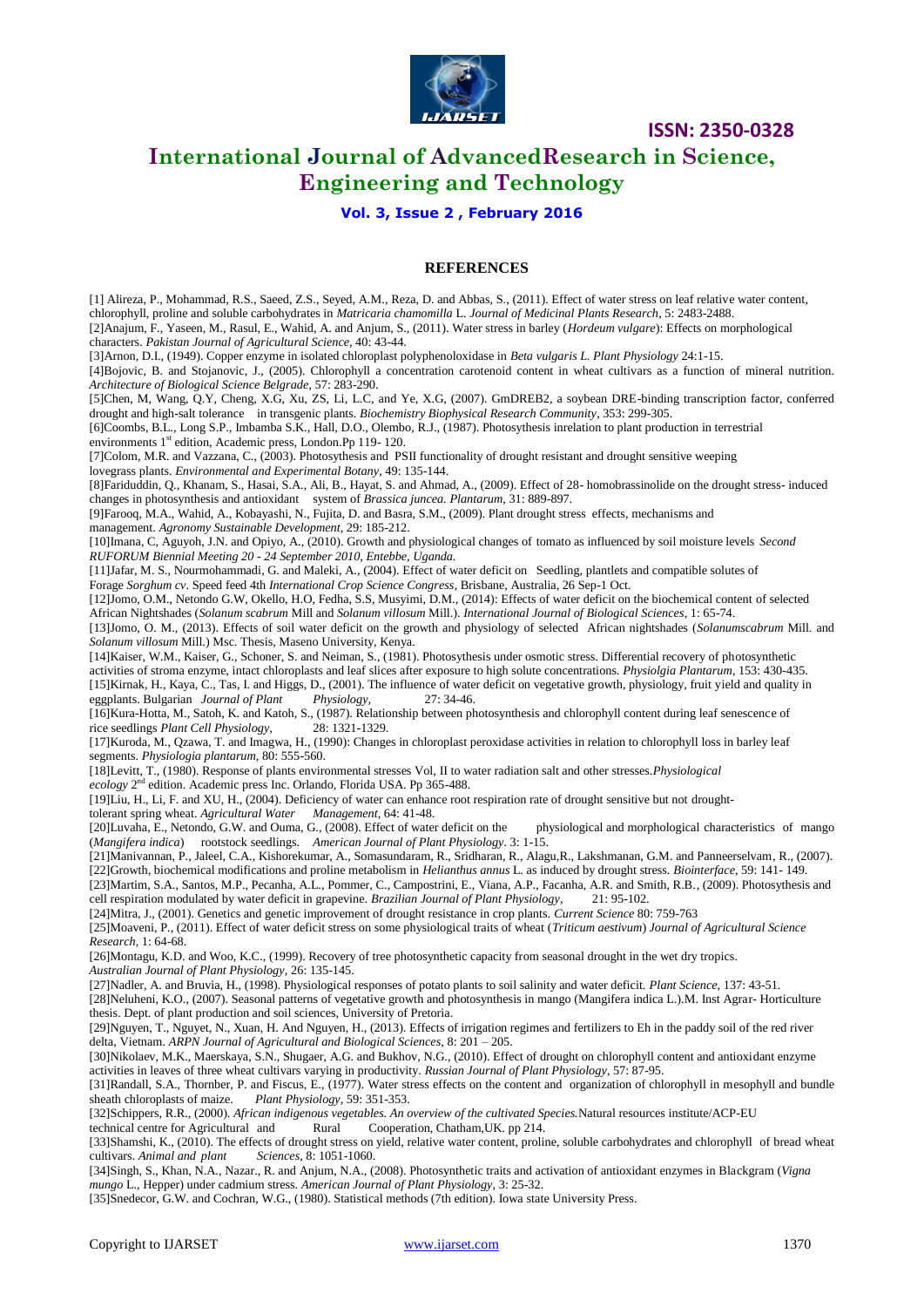## REFERENCES

[1] Alireza, P., Mohammad, R.S., Saeed, Z.S., Seyed, A.M., Reza, D. and Abbas, S., (2011). Effect of water stress on leaf relative water content, chlorophyll, proline and soluble carbohydrates in *Matricaria chamomilla* L. *Journal of Medicinal Plants Research*, 5: 2483-2488.

[2]Anajum, F., Yaseen, M., Rasul, E., Wahid, A. and Anjum, S., (2011). Water stress in barley (*Hordeum vulgare*): Effects on morphological characters. *Pakistan Journal of Agricultural Science*, 40: 43-44.

[3]Arnon, D.I., (1949). Copper enzyme in isolated chloroplast polyphenoloxidase in *Beta vulgaris L. Plant Physiology* 24:1-15.

[4]Bojovic, B. and Stojanovic, J., (2005). Chlorophyll a concentration carotenoid content in wheat cultivars as a function of mineral nutrition. *Architecture of Biological Science Belgrade*, 57: 283-290.

[5]Chen, M, Wang, Q.Y, Cheng, X.G, Xu, ZS, Li, L.C, and Ye, X.G, (2007). GmDREB2, a soybean DRE-binding transcription factor, conferred drought and high-salt tolerance in transgenic plants. *Biochemistry Biophysical Research Community*, 353: 299-305.

[6]Coombs, B.L., Long S.P., Imbamba S.K., Hall, D.O., Olembo, R.J., (1987). Photosysthesis inrelation to plant production in terrestrial environments 1st edition, Academic press, London.Pp 119- 120.

[7]Colom, M.R. and Vazzana, C., (2003). Photosythesis and PSII functionality of drought resistant and drought sensitive weeping lovegrass plants. *Environmental and Experimental Botany*, 49: 135-144.

[8]Fariduddin, Q., Khanam, S., Hasai, S.A., Ali, B., Hayat, S. and Ahmad, A., (2009). Effect of 28- homobrassinolide on the drought stress- induced changes in photosynthesis and antioxidant system of *Brassica juncea. Plantarum*, 31: 889-897.

[9]Farooq, M.A., Wahid, A., Kobayashi, N., Fujita, D. and Basra, S.M., (2009). Plant drought stress effects, mechanisms and management. *Agronomy Sustainable Development*, 29: 185-212.

[10]Imana, C, Aguyoh, J.N. and Opiyo, A., (2010). Growth and physiological changes of tomato as influenced by soil moisture levels *Second RUFORUM Biennial Meeting 20 - 24 September 2010, Entebbe, Uganda.*

[11]Jafar, M. S., Nourmohammadi, G. and Maleki, A., (2004). Effect of water deficit on Seedling, plantlets and compatible solutes of Forage *Sorghum cv*. Speed feed 4th *International Crop Science Congress*, Brisbane, Australia, 26 Sep-1 Oct.

[12]Jomo, O.M., Netondo G.W, Okello, H.O, Fedha, S.S, Musyimi, D.M., (2014): Effects of water deficit on the biochemical content of selected African Nightshades (*Solanum scabrum* Mill and *Solanum villosum* Mill.). *International Journal of Biological Sciences*, 1: 65-74.

[13]Jomo, O. M., (2013). Effects of soil water deficit on the growth and physiology of selected African nightshades (*Solanumscabrum* Mill. and *Solanum villosum* Mill.) Msc. Thesis, Maseno University, Kenya.

[14]Kaiser, W.M., Kaiser, G., Schoner, S. and Neiman, S., (1981). Photosysthesis under osmotic stress. Differential recovery of photosynthetic activities of stroma enzyme, intact chloroplasts and leaf slices after exposure to high solute concentrations. *Physiolgia Plantarum*, 153: 430-435.

[15]Kirnak, H., Kaya, C., Tas, I. and Higgs, D., (2001). The influence of water deficit on vegetative growth, physiology, fruit yield and quality in eggplants. Bulgarian *Journal of Plant Physiology*, 27: 34-46.

[16]Kura-Hotta, M., Satoh, K. and Katoh, S., (1987). Relationship between photosynthesis and chlorophyll content during leaf senescence of rice seedlings *Plant Cell Physiology*, 28: 1321-1329.

[17]Kuroda, M., Qzawa, T. and Imagwa, H., (1990): Changes in chloroplast peroxidase activities in relation to chlorophyll loss in barley leaf segments. *Physiologia plantarum*, 80: 555-560.

[18]Levitt, T., (1980). Response of plants environmental stresses Vol, II to water radiation salt and other stresses.*Physiological ecology* 2nd edition. Academic press Inc. Orlando, Florida USA. Pp 365-488.

[19]Liu, H., Li, F. and XU, H., (2004). Deficiency of water can enhance root respiration rate of drought sensitive but not drought-tolerant spring wheat. *Agricultural Water Management*, 64: 41-48.

[20]Luvaha, E., Netondo, G.W. and Ouma, G., (2008). Effect of water deficit on the physiological and morphological characteristics of mango (*Mangifera indica*) rootstock seedlings. *American Journal of Plant Physiology*. 3: 1-15.

[21]Manivannan, P., Jaleel, C.A., Kishorekumar, A., Somasundaram, R., Sridharan, R., Alagu,R., Lakshmanan, G.M. and Panneerselvam, R., (2007).

[22]Growth, biochemical modifications and proline metabolism in *Helianthus annus* L. as induced by drought stress. *Biointerface*, 59: 141- 149.

[23]Martim, S.A., Santos, M.P., Pecanha, A.L., Pommer, C., Campostrini, E., Viana, A.P., Facanha, A.R. and Smith, R.B., (2009). Photosynthesis and cell respiration modulated by water deficit in grapevine. *Brazilian Journal of Plant Physiology*, 21: 95-102.

[24]Mitra, J., (2001). Genetics and genetic improvement of drought resistance in crop plants. *Current Science* 80: 759-763

[25]Moaveni, P., (2011). Effect of water deficit stress on some physiological traits of wheat (*Triticum aestivum*) *Journal of Agricultural Science Research*, 1: 64-68.

[26]Montagu, K.D. and Woo, K.C., (1999). Recovery of tree photosynthetic capacity from seasonal drought in the wet dry tropics. *Australian Journal of Plant Physiology*, 26: 135-145.

[27]Nadler, A. and Bruvia, H., (1998). Physiological responses of potato plants to soil salinity and water deficit. *Plant Science*, 137: 43-51.

[28]Neluheni, K.O., (2007). Seasonal patterns of vegetative growth and photosynthesis in mango (Mangifera indica L.).M. Inst Agrar- Horticulture thesis. Dept. of plant production and soil sciences, University of Pretoria.

[29]Nguyen, T., Nguyet, N., Xuan, H. And Nguyen, H., (2013). Effects of irrigation regimes and fertilizers to Eh in the paddy soil of the red river delta, Vietnam. *ARPN Journal of Agricultural and Biological Sciences*, 8: 201 – 205.

[30]Nikolaev, M.K., Maerskaya, S.N., Shugaer, A.G. and Bukhov, N.G., (2010). Effect of drought on chlorophyll content and antioxidant enzyme activities in leaves of three wheat cultivars varying in productivity. *Russian Journal of Plant Physiology*, 57: 87-95.

[31]Randall, S.A., Thornber, P. and Fiscus, E., (1977). Water stress effects on the content and organization of chlorophyll in mesophyll and bundle sheath chloroplasts of maize. *Plant Physiology*, 59: 351-353.

[32]Schippers, R.R., (2000). *African indigenous vegetables. An overview of the cultivated Species.*Natural resources institute/ACP-EU technical centre for Agricultural and Rural Cooperation, Chatham,UK. pp 214.

[33]Shamshi, K., (2010). The effects of drought stress on yield, relative water content, proline, soluble carbohydrates and chlorophyll of bread wheat cultivars. *Animal and plant Sciences*, 8: 1051-1060.

[34]Singh, S., Khan, N.A., Nazar., R. and Anjum, N.A., (2008). Photosynthetic traits and activation of antioxidant enzymes in Blackgram (*Vigna mungo* L., Hepper) under cadmium stress. *American Journal of Plant Physiology*, 3: 25-32.

[35]Snedecor, G.W. and Cochran, W.G., (1980). Statistical methods (7th edition). Iowa state University Press.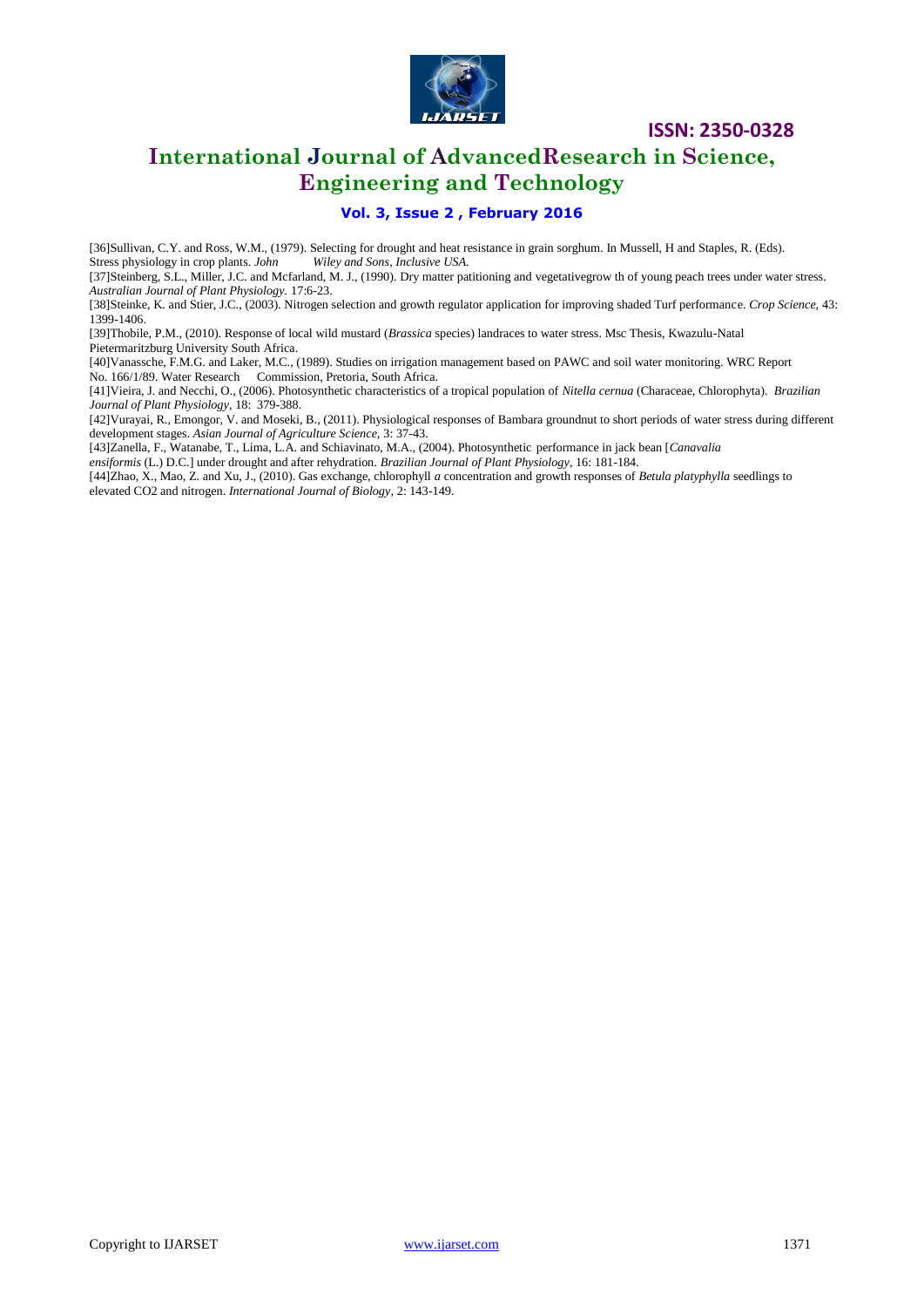[36]Sullivan, C.Y. and Ross, W.M., (1979). Selecting for drought and heat resistance in grain sorghum. In Mussell, H and Staples, R. (Eds). Stress physiology in crop plants. *John Wiley and Sons, Inclusive USA.*

[37]Steinberg, S.L., Miller, J.C. and Mcfarland, M. J., (1990). Dry matter patitioning and vegetativegrow th of young peach trees under water stress. *Australian Journal of Plant Physiology.* 17:6-23.

[38]Steinke, K. and Stier, J.C., (2003). Nitrogen selection and growth regulator application for improving shaded Turf performance. *Crop Science,* 43: 1399-1406.

[39]Thobile, P.M., (2010). Response of local wild mustard (*Brassica* species) landraces to water stress. Msc Thesis, Kwazulu-Natal Pietermaritzburg University South Africa.

[40]Vanassche, F.M.G. and Laker, M.C., (1989). Studies on irrigation management based on PAWC and soil water monitoring. WRC Report No. 166/1/89. Water Research Commission, Pretoria, South Africa.

[41]Vieira, J. and Necchi, O., (2006). Photosynthetic characteristics of a tropical population of *Nitella cernua* (Characeae, Chlorophyta). *Brazilian Journal of Plant Physiology,* 18: 379-388.

[42]Vurayai, R., Emongor, V. and Moseki, B., (2011). Physiological responses of Bambara groundnut to short periods of water stress during different development stages. *Asian Journal of Agriculture Science,* 3: 37-43.

[43]Zanella, F., Watanabe, T., Lima, L.A. and Schiavinato, M.A., (2004). Photosynthetic performance in jack bean [*Canavalia ensiformis* (L.) D.C.] under drought and after rehydration. *Brazilian Journal of Plant Physiology,* 16: 181-184.

[44]Zhao, X., Mao, Z. and Xu, J., (2010). Gas exchange, chlorophyll *a* concentration and growth responses of *Betula platyphylla* seedlings to elevated CO2 and nitrogen. *International Journal of Biology,* 2: 143-149.